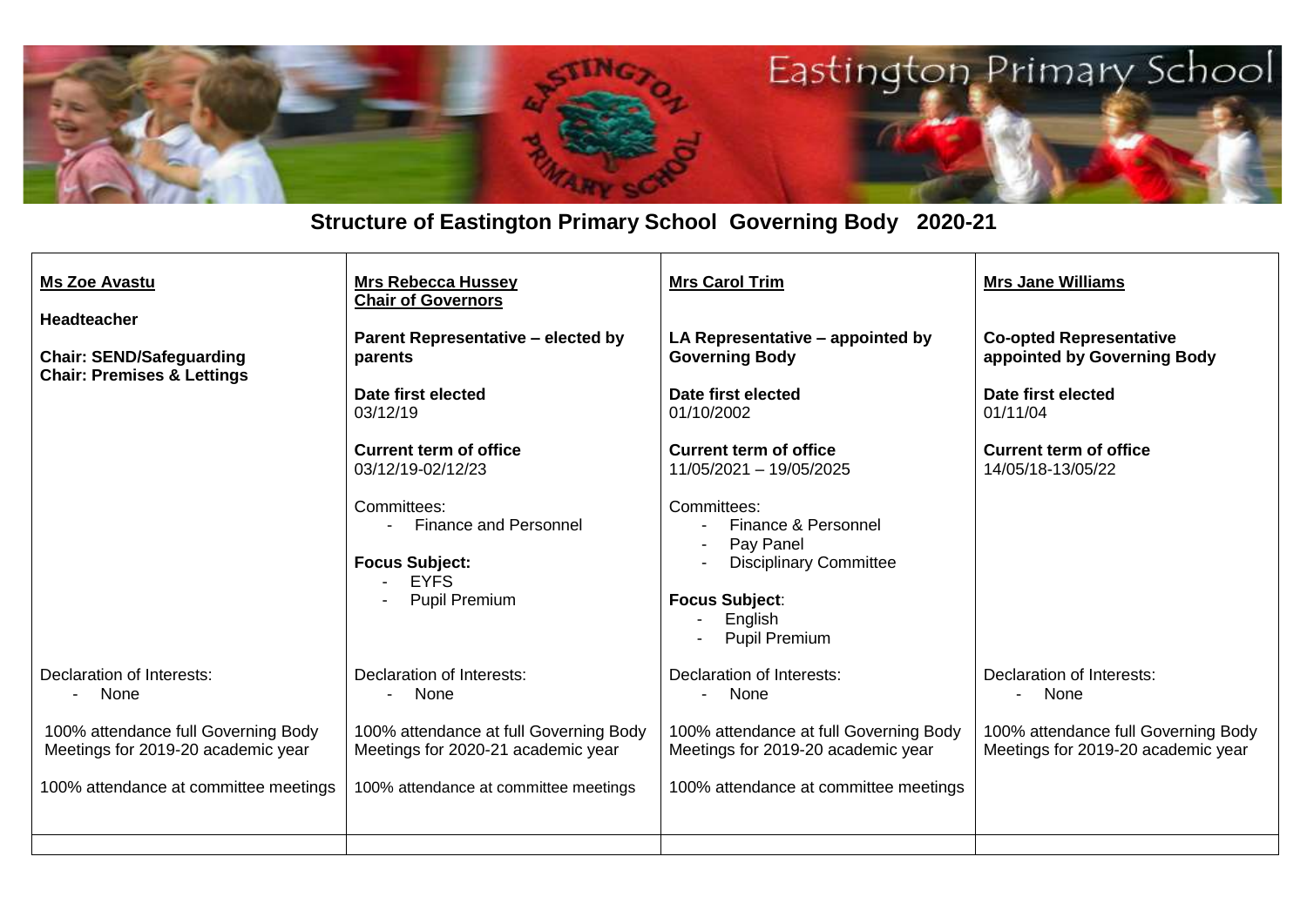# Eastington Primary School

## Structure of Eastington Primary School Governing Body 2020-21

| **Ms Zoe Avastu** | **Mrs Rebecca Hussey**<br>**Chair of Governors** | **Mrs Carol Trim** | **Mrs Jane Williams** |
|---|---|---|---|
| **Headteacher**<br><br>**Chair: SEND/Safeguarding**<br>**Chair: Premises & Lettings** | **Parent Representative – elected by parents**<br><br>**Date first elected**<br>03/12/19<br><br>**Current term of office**<br>03/12/19-02/12/23<br><br>Committees:<br>- Finance and Personnel<br><br>**Focus Subject:**<br>- EYFS<br>- Pupil Premium | **LA Representative – appointed by Governing Body**<br><br>**Date first elected**<br>01/10/2002<br><br>**Current term of office**<br>11/05/2021 – 19/05/2025<br><br>Committees:<br>- Finance & Personnel<br>- Pay Panel<br>- Disciplinary Committee<br><br>**Focus Subject**:<br>- English<br>- Pupil Premium | **Co-opted Representative appointed by Governing Body**<br><br>**Date first elected**<br>01/11/04<br><br>**Current term of office**<br>14/05/18-13/05/22 |
| Declaration of Interests:<br>- None | Declaration of Interests:<br>- None | Declaration of Interests:<br>- None | Declaration of Interests:<br>- None |
| 100% attendance full Governing Body Meetings for 2019-20 academic year | 100% attendance at full Governing Body Meetings for 2020-21 academic year | 100% attendance at full Governing Body Meetings for 2019-20 academic year | 100% attendance full Governing Body Meetings for 2019-20 academic year |
| 100% attendance at committee meetings | 100% attendance at committee meetings | 100% attendance at committee meetings | |
| | | | |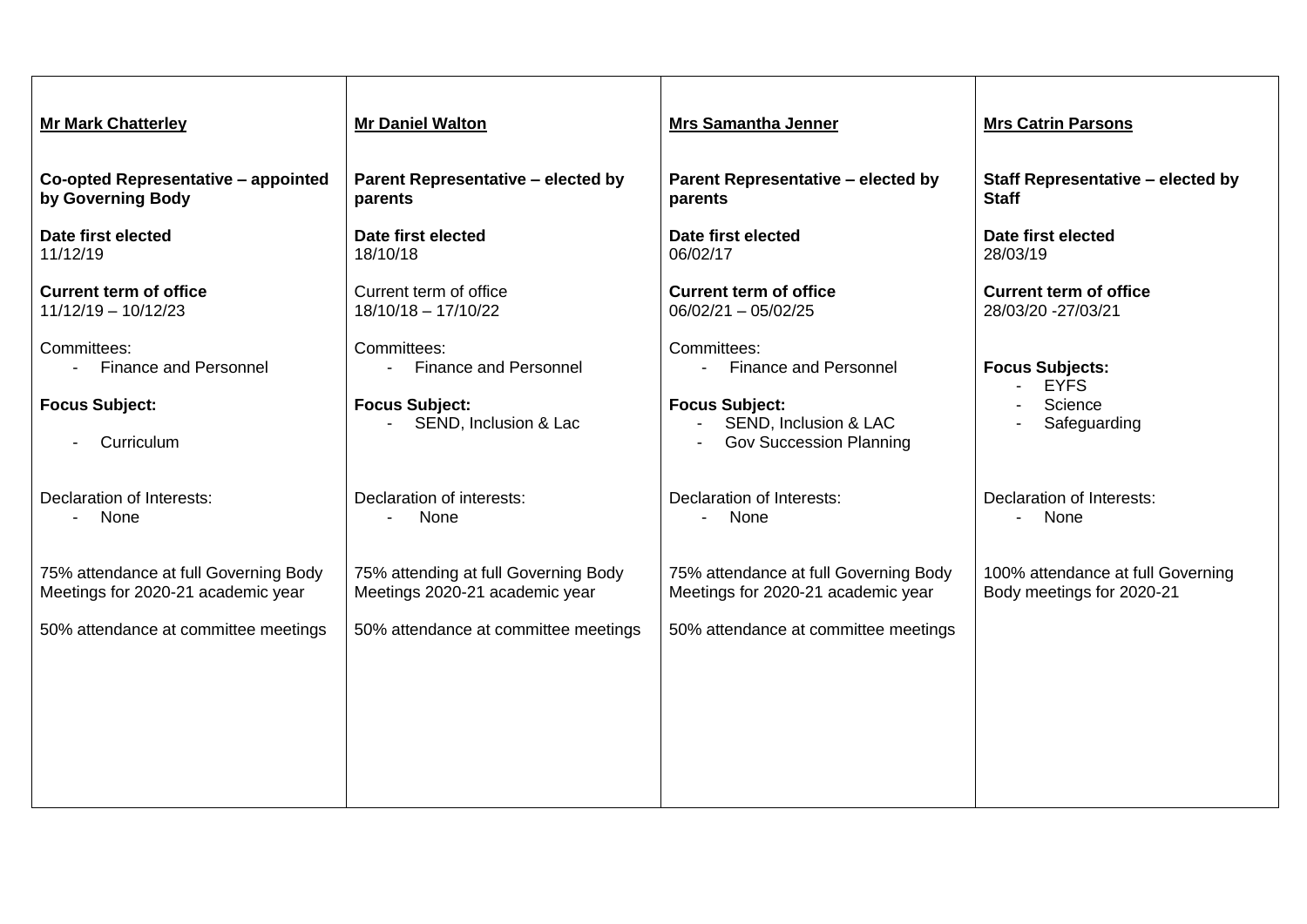| **Mr Mark Chatterley** | **Mr Daniel Walton** | **Mrs Samantha Jenner** | **Mrs Catrin Parsons** |
|---|---|---|---|
| **Co-opted Representative – appointed by Governing Body**<br><br>**Date first elected**<br>11/12/19<br><br>**Current term of office**<br>11/12/19 – 10/12/23<br><br>Committees:<br>- Finance and Personnel<br><br>**Focus Subject:**<br>- Curriculum<br><br>Declaration of Interests:<br>- None<br><br>75% attendance at full Governing Body Meetings for 2020-21 academic year<br><br>50% attendance at committee meetings | **Parent Representative – elected by parents**<br><br>**Date first elected**<br>18/10/18<br><br>Current term of office<br>18/10/18 – 17/10/22<br><br>Committees:<br>- Finance and Personnel<br><br>**Focus Subject:**<br>- SEND, Inclusion & Lac<br><br>Declaration of interests:<br>- None<br><br>75% attending at full Governing Body Meetings 2020-21 academic year<br><br>50% attendance at committee meetings | **Parent Representative – elected by parents**<br><br>**Date first elected**<br>06/02/17<br><br>**Current term of office**<br>06/02/21 – 05/02/25<br><br>Committees:<br>- Finance and Personnel<br><br>**Focus Subject:**<br>- SEND, Inclusion & LAC<br>- Gov Succession Planning<br><br>Declaration of Interests:<br>- None<br><br>75% attendance at full Governing Body Meetings for 2020-21 academic year<br><br>50% attendance at committee meetings | **Staff Representative – elected by Staff**<br><br>**Date first elected**<br>28/03/19<br><br>**Current term of office**<br>28/03/20 -27/03/21<br><br>**Focus Subjects:**<br>- EYFS<br>- Science<br>- Safeguarding<br><br>Declaration of Interests:<br>- None<br><br>100% attendance at full Governing Body meetings for 2020-21 |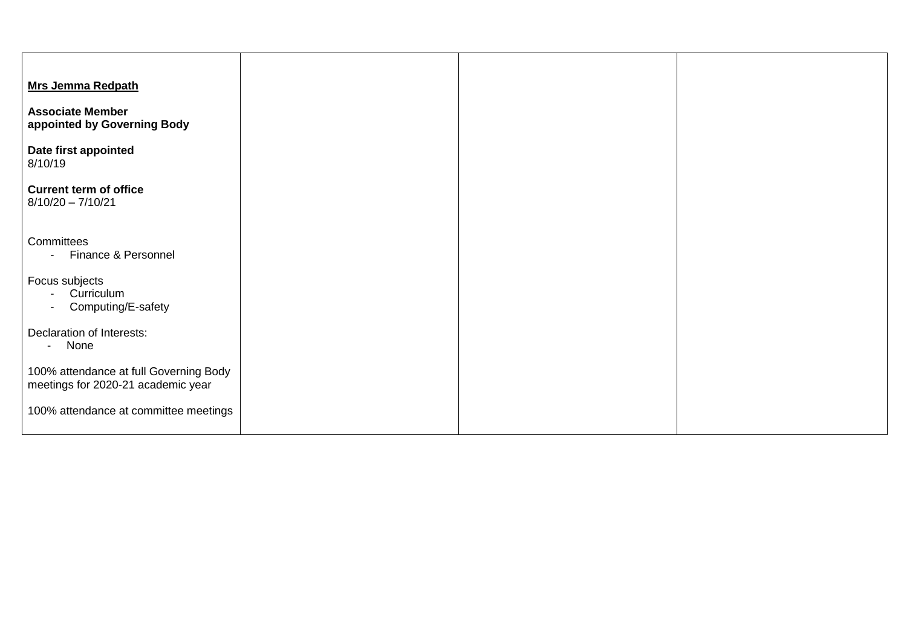| | | | |
|---|---|---|---|
| <u>**Mrs Jemma Redpath**</u><br><br>**Associate Member appointed by Governing Body**<br><br>**Date first appointed**<br>8/10/19<br><br>**Current term of office**<br>8/10/20 – 7/10/21<br><br>Committees<br>- Finance & Personnel<br><br>Focus subjects<br>- Curriculum<br>- Computing/E-safety<br><br>Declaration of Interests:<br>- None<br><br>100% attendance at full Governing Body meetings for 2020-21 academic year<br><br>100% attendance at committee meetings | | | |